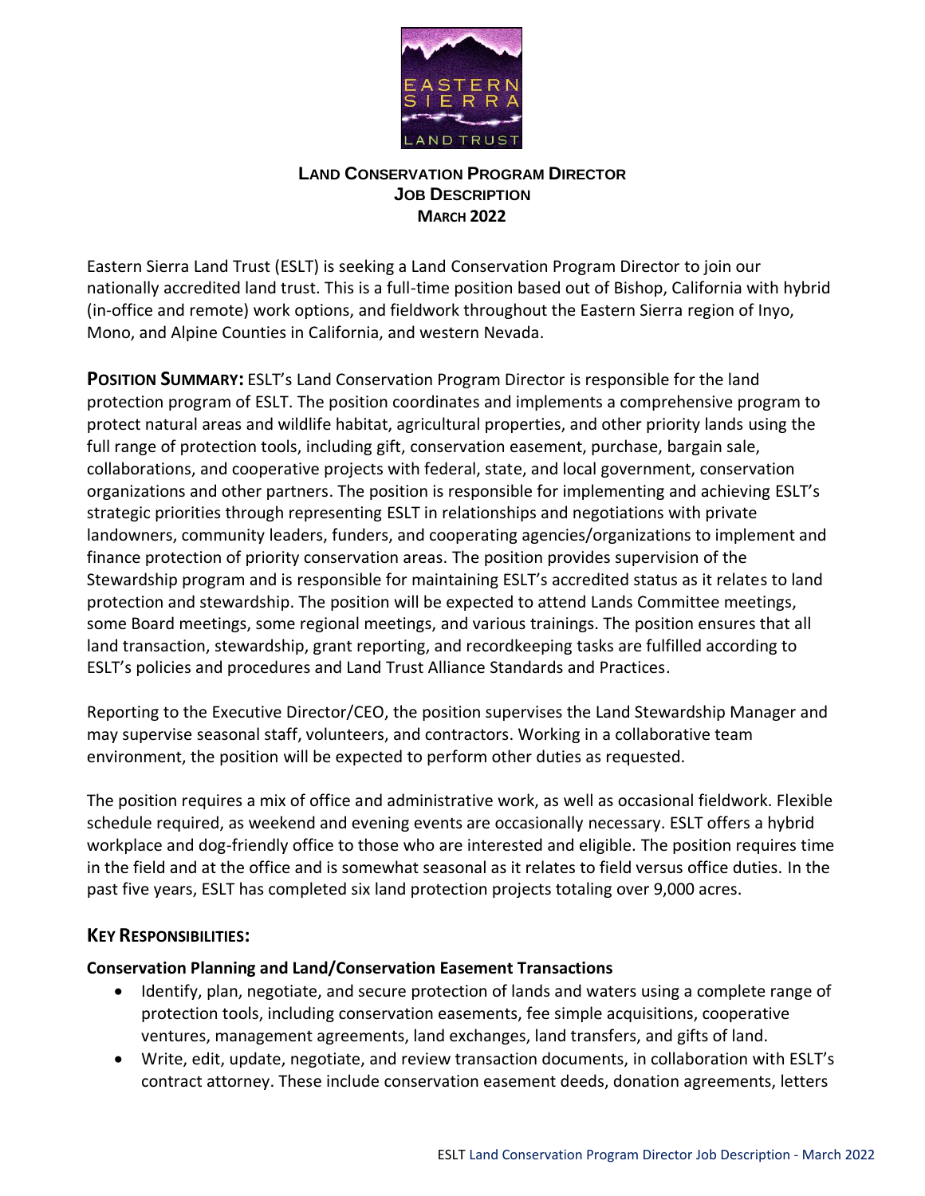# Land Conservation Program Director
## Job Description
### March 2022

Eastern Sierra Land Trust (ESLT) is seeking a Land Conservation Program Director to join our nationally accredited land trust. This is a full-time position based out of Bishop, California with hybrid (in-office and remote) work options, and fieldwork throughout the Eastern Sierra region of Inyo, Mono, and Alpine Counties in California, and western Nevada.

**Position Summary:** ESLT's Land Conservation Program Director is responsible for the land protection program of ESLT. The position coordinates and implements a comprehensive program to protect natural areas and wildlife habitat, agricultural properties, and other priority lands using the full range of protection tools, including gift, conservation easement, purchase, bargain sale, collaborations, and cooperative projects with federal, state, and local government, conservation organizations and other partners. The position is responsible for implementing and achieving ESLT's strategic priorities through representing ESLT in relationships and negotiations with private landowners, community leaders, funders, and cooperating agencies/organizations to implement and finance protection of priority conservation areas. The position provides supervision of the Stewardship program and is responsible for maintaining ESLT's accredited status as it relates to land protection and stewardship. The position will be expected to attend Lands Committee meetings, some Board meetings, some regional meetings, and various trainings. The position ensures that all land transaction, stewardship, grant reporting, and recordkeeping tasks are fulfilled according to ESLT's policies and procedures and Land Trust Alliance Standards and Practices.

Reporting to the Executive Director/CEO, the position supervises the Land Stewardship Manager and may supervise seasonal staff, volunteers, and contractors. Working in a collaborative team environment, the position will be expected to perform other duties as requested.

The position requires a mix of office and administrative work, as well as occasional fieldwork. Flexible schedule required, as weekend and evening events are occasionally necessary. ESLT offers a hybrid workplace and dog-friendly office to those who are interested and eligible. The position requires time in the field and at the office and is somewhat seasonal as it relates to field versus office duties. In the past five years, ESLT has completed six land protection projects totaling over 9,000 acres.

## Key Responsibilities:

### Conservation Planning and Land/Conservation Easement Transactions

- Identify, plan, negotiate, and secure protection of lands and waters using a complete range of protection tools, including conservation easements, fee simple acquisitions, cooperative ventures, management agreements, land exchanges, land transfers, and gifts of land.
- Write, edit, update, negotiate, and review transaction documents, in collaboration with ESLT's contract attorney. These include conservation easement deeds, donation agreements, letters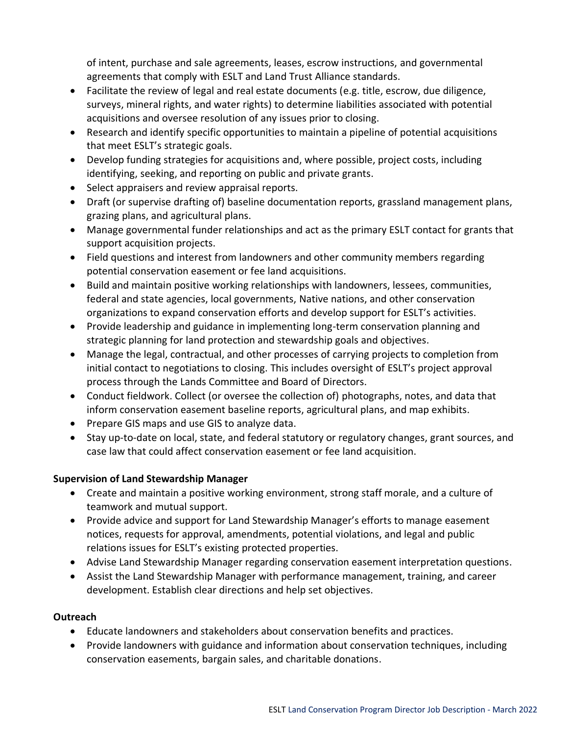of intent, purchase and sale agreements, leases, escrow instructions, and governmental agreements that comply with ESLT and Land Trust Alliance standards.

- Facilitate the review of legal and real estate documents (e.g. title, escrow, due diligence, surveys, mineral rights, and water rights) to determine liabilities associated with potential acquisitions and oversee resolution of any issues prior to closing.
- Research and identify specific opportunities to maintain a pipeline of potential acquisitions that meet ESLT's strategic goals.
- Develop funding strategies for acquisitions and, where possible, project costs, including identifying, seeking, and reporting on public and private grants.
- Select appraisers and review appraisal reports.
- Draft (or supervise drafting of) baseline documentation reports, grassland management plans, grazing plans, and agricultural plans.
- Manage governmental funder relationships and act as the primary ESLT contact for grants that support acquisition projects.
- Field questions and interest from landowners and other community members regarding potential conservation easement or fee land acquisitions.
- Build and maintain positive working relationships with landowners, lessees, communities, federal and state agencies, local governments, Native nations, and other conservation organizations to expand conservation efforts and develop support for ESLT's activities.
- Provide leadership and guidance in implementing long-term conservation planning and strategic planning for land protection and stewardship goals and objectives.
- Manage the legal, contractual, and other processes of carrying projects to completion from initial contact to negotiations to closing. This includes oversight of ESLT's project approval process through the Lands Committee and Board of Directors.
- Conduct fieldwork. Collect (or oversee the collection of) photographs, notes, and data that inform conservation easement baseline reports, agricultural plans, and map exhibits.
- Prepare GIS maps and use GIS to analyze data.
- Stay up-to-date on local, state, and federal statutory or regulatory changes, grant sources, and case law that could affect conservation easement or fee land acquisition.

**Supervision of Land Stewardship Manager**

- Create and maintain a positive working environment, strong staff morale, and a culture of teamwork and mutual support.
- Provide advice and support for Land Stewardship Manager's efforts to manage easement notices, requests for approval, amendments, potential violations, and legal and public relations issues for ESLT's existing protected properties.
- Advise Land Stewardship Manager regarding conservation easement interpretation questions.
- Assist the Land Stewardship Manager with performance management, training, and career development. Establish clear directions and help set objectives.

**Outreach**

- Educate landowners and stakeholders about conservation benefits and practices.
- Provide landowners with guidance and information about conservation techniques, including conservation easements, bargain sales, and charitable donations.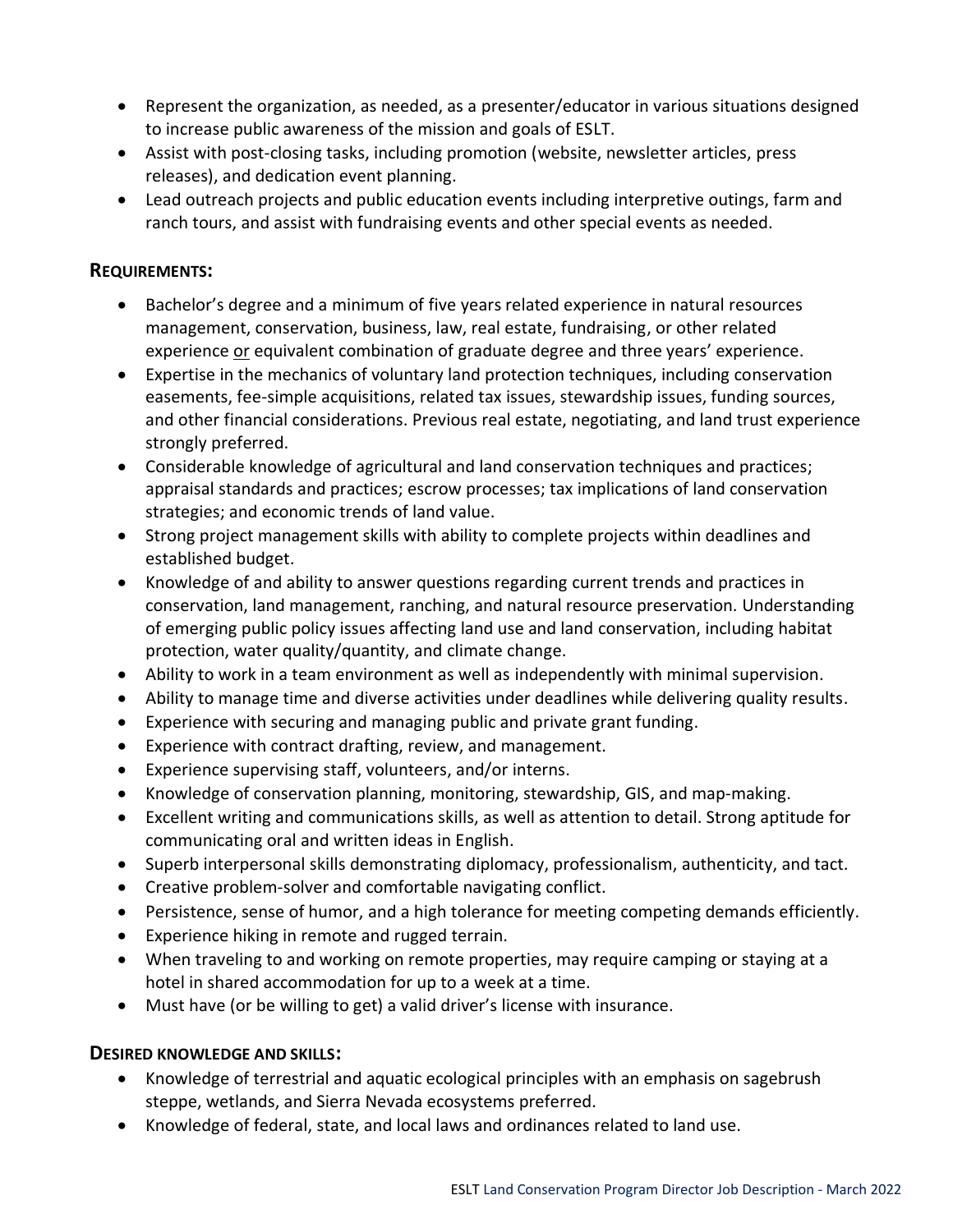- Represent the organization, as needed, as a presenter/educator in various situations designed to increase public awareness of the mission and goals of ESLT.
- Assist with post-closing tasks, including promotion (website, newsletter articles, press releases), and dedication event planning.
- Lead outreach projects and public education events including interpretive outings, farm and ranch tours, and assist with fundraising events and other special events as needed.

## REQUIREMENTS:

- Bachelor's degree and a minimum of five years related experience in natural resources management, conservation, business, law, real estate, fundraising, or other related experience or equivalent combination of graduate degree and three years' experience.
- Expertise in the mechanics of voluntary land protection techniques, including conservation easements, fee-simple acquisitions, related tax issues, stewardship issues, funding sources, and other financial considerations. Previous real estate, negotiating, and land trust experience strongly preferred.
- Considerable knowledge of agricultural and land conservation techniques and practices; appraisal standards and practices; escrow processes; tax implications of land conservation strategies; and economic trends of land value.
- Strong project management skills with ability to complete projects within deadlines and established budget.
- Knowledge of and ability to answer questions regarding current trends and practices in conservation, land management, ranching, and natural resource preservation. Understanding of emerging public policy issues affecting land use and land conservation, including habitat protection, water quality/quantity, and climate change.
- Ability to work in a team environment as well as independently with minimal supervision.
- Ability to manage time and diverse activities under deadlines while delivering quality results.
- Experience with securing and managing public and private grant funding.
- Experience with contract drafting, review, and management.
- Experience supervising staff, volunteers, and/or interns.
- Knowledge of conservation planning, monitoring, stewardship, GIS, and map-making.
- Excellent writing and communications skills, as well as attention to detail. Strong aptitude for communicating oral and written ideas in English.
- Superb interpersonal skills demonstrating diplomacy, professionalism, authenticity, and tact.
- Creative problem-solver and comfortable navigating conflict.
- Persistence, sense of humor, and a high tolerance for meeting competing demands efficiently.
- Experience hiking in remote and rugged terrain.
- When traveling to and working on remote properties, may require camping or staying at a hotel in shared accommodation for up to a week at a time.
- Must have (or be willing to get) a valid driver's license with insurance.

## DESIRED KNOWLEDGE AND SKILLS:

- Knowledge of terrestrial and aquatic ecological principles with an emphasis on sagebrush steppe, wetlands, and Sierra Nevada ecosystems preferred.
- Knowledge of federal, state, and local laws and ordinances related to land use.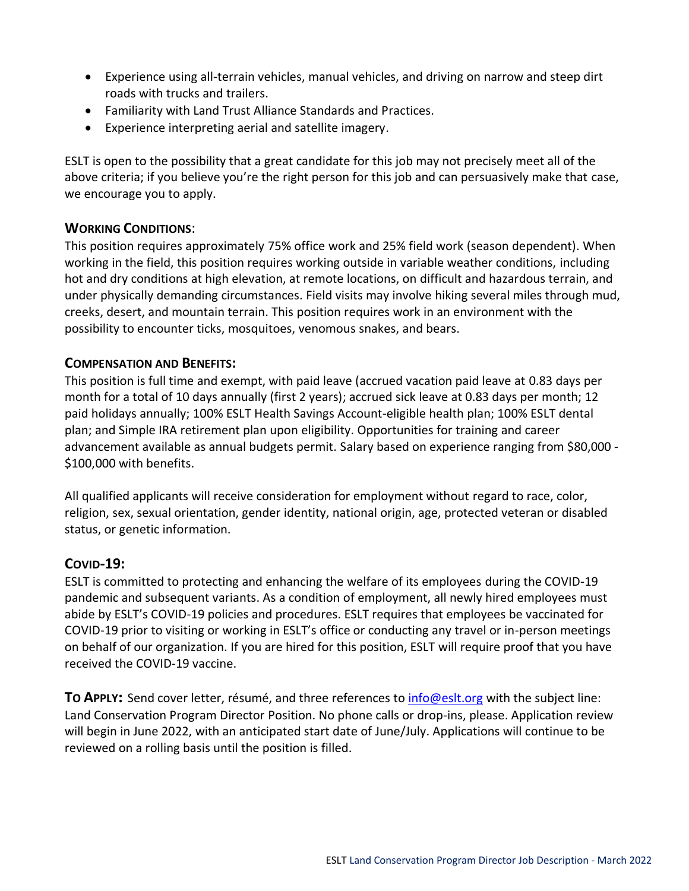- Experience using all-terrain vehicles, manual vehicles, and driving on narrow and steep dirt roads with trucks and trailers.
- Familiarity with Land Trust Alliance Standards and Practices.
- Experience interpreting aerial and satellite imagery.

ESLT is open to the possibility that a great candidate for this job may not precisely meet all of the above criteria; if you believe you're the right person for this job and can persuasively make that case, we encourage you to apply.

### Working Conditions:

This position requires approximately 75% office work and 25% field work (season dependent). When working in the field, this position requires working outside in variable weather conditions, including hot and dry conditions at high elevation, at remote locations, on difficult and hazardous terrain, and under physically demanding circumstances. Field visits may involve hiking several miles through mud, creeks, desert, and mountain terrain. This position requires work in an environment with the possibility to encounter ticks, mosquitoes, venomous snakes, and bears.

### Compensation and Benefits:

This position is full time and exempt, with paid leave (accrued vacation paid leave at 0.83 days per month for a total of 10 days annually (first 2 years); accrued sick leave at 0.83 days per month; 12 paid holidays annually; 100% ESLT Health Savings Account-eligible health plan; 100% ESLT dental plan; and Simple IRA retirement plan upon eligibility. Opportunities for training and career advancement available as annual budgets permit. Salary based on experience ranging from $80,000 - $100,000 with benefits.

All qualified applicants will receive consideration for employment without regard to race, color, religion, sex, sexual orientation, gender identity, national origin, age, protected veteran or disabled status, or genetic information.

## Covid-19:

ESLT is committed to protecting and enhancing the welfare of its employees during the COVID-19 pandemic and subsequent variants. As a condition of employment, all newly hired employees must abide by ESLT's COVID-19 policies and procedures. ESLT requires that employees be vaccinated for COVID-19 prior to visiting or working in ESLT's office or conducting any travel or in-person meetings on behalf of our organization. If you are hired for this position, ESLT will require proof that you have received the COVID-19 vaccine.

**To Apply:** Send cover letter, résumé, and three references to info@eslt.org with the subject line: Land Conservation Program Director Position. No phone calls or drop-ins, please. Application review will begin in June 2022, with an anticipated start date of June/July. Applications will continue to be reviewed on a rolling basis until the position is filled.